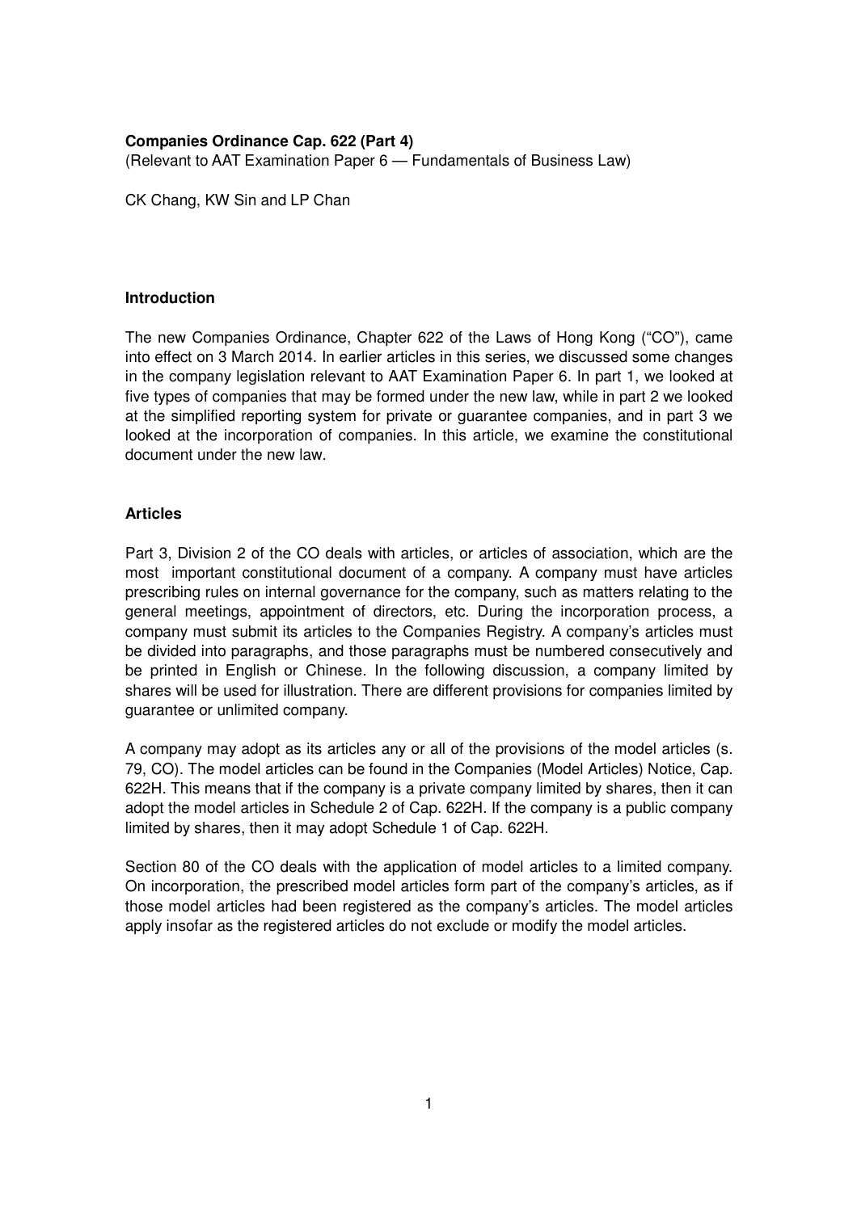**Companies Ordinance Cap. 622 (Part 4)**

(Relevant to AAT Examination Paper 6 — Fundamentals of Business Law)

CK Chang, KW Sin and LP Chan

## Introduction

The new Companies Ordinance, Chapter 622 of the Laws of Hong Kong ("CO"), came into effect on 3 March 2014. In earlier articles in this series, we discussed some changes in the company legislation relevant to AAT Examination Paper 6. In part 1, we looked at five types of companies that may be formed under the new law, while in part 2 we looked at the simplified reporting system for private or guarantee companies, and in part 3 we looked at the incorporation of companies. In this article, we examine the constitutional document under the new law.

## Articles

Part 3, Division 2 of the CO deals with articles, or articles of association, which are the most important constitutional document of a company. A company must have articles prescribing rules on internal governance for the company, such as matters relating to the general meetings, appointment of directors, etc. During the incorporation process, a company must submit its articles to the Companies Registry. A company's articles must be divided into paragraphs, and those paragraphs must be numbered consecutively and be printed in English or Chinese. In the following discussion, a company limited by shares will be used for illustration. There are different provisions for companies limited by guarantee or unlimited company.

A company may adopt as its articles any or all of the provisions of the model articles (s. 79, CO). The model articles can be found in the Companies (Model Articles) Notice, Cap. 622H. This means that if the company is a private company limited by shares, then it can adopt the model articles in Schedule 2 of Cap. 622H. If the company is a public company limited by shares, then it may adopt Schedule 1 of Cap. 622H.

Section 80 of the CO deals with the application of model articles to a limited company. On incorporation, the prescribed model articles form part of the company's articles, as if those model articles had been registered as the company's articles. The model articles apply insofar as the registered articles do not exclude or modify the model articles.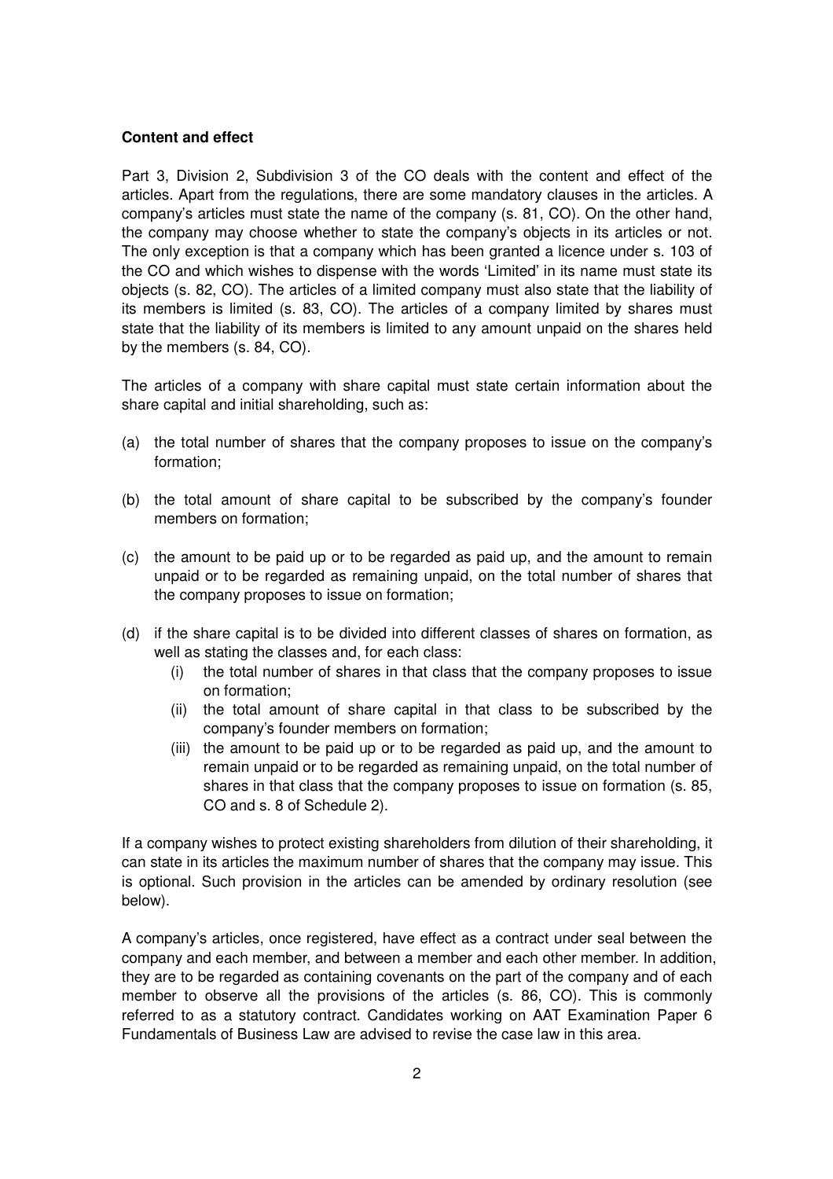**Content and effect**

Part 3, Division 2, Subdivision 3 of the CO deals with the content and effect of the articles. Apart from the regulations, there are some mandatory clauses in the articles. A company's articles must state the name of the company (s. 81, CO). On the other hand, the company may choose whether to state the company's objects in its articles or not. The only exception is that a company which has been granted a licence under s. 103 of the CO and which wishes to dispense with the words 'Limited' in its name must state its objects (s. 82, CO). The articles of a limited company must also state that the liability of its members is limited (s. 83, CO). The articles of a company limited by shares must state that the liability of its members is limited to any amount unpaid on the shares held by the members (s. 84, CO).

The articles of a company with share capital must state certain information about the share capital and initial shareholding, such as:

(a) the total number of shares that the company proposes to issue on the company's formation;

(b) the total amount of share capital to be subscribed by the company's founder members on formation;

(c) the amount to be paid up or to be regarded as paid up, and the amount to remain unpaid or to be regarded as remaining unpaid, on the total number of shares that the company proposes to issue on formation;

(d) if the share capital is to be divided into different classes of shares on formation, as well as stating the classes and, for each class:
   (i) the total number of shares in that class that the company proposes to issue on formation;
   (ii) the total amount of share capital in that class to be subscribed by the company's founder members on formation;
   (iii) the amount to be paid up or to be regarded as paid up, and the amount to remain unpaid or to be regarded as remaining unpaid, on the total number of shares in that class that the company proposes to issue on formation (s. 85, CO and s. 8 of Schedule 2).

If a company wishes to protect existing shareholders from dilution of their shareholding, it can state in its articles the maximum number of shares that the company may issue. This is optional. Such provision in the articles can be amended by ordinary resolution (see below).

A company's articles, once registered, have effect as a contract under seal between the company and each member, and between a member and each other member. In addition, they are to be regarded as containing covenants on the part of the company and of each member to observe all the provisions of the articles (s. 86, CO). This is commonly referred to as a statutory contract. Candidates working on AAT Examination Paper 6 Fundamentals of Business Law are advised to revise the case law in this area.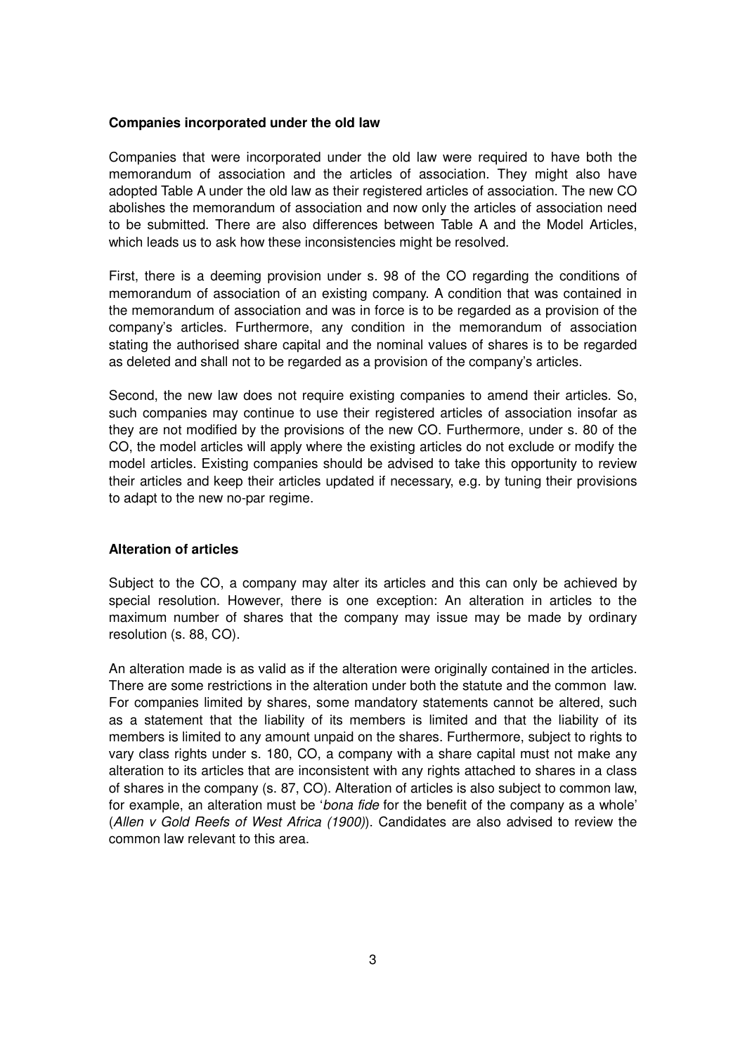**Companies incorporated under the old law**

Companies that were incorporated under the old law were required to have both the memorandum of association and the articles of association. They might also have adopted Table A under the old law as their registered articles of association. The new CO abolishes the memorandum of association and now only the articles of association need to be submitted. There are also differences between Table A and the Model Articles, which leads us to ask how these inconsistencies might be resolved.

First, there is a deeming provision under s. 98 of the CO regarding the conditions of memorandum of association of an existing company. A condition that was contained in the memorandum of association and was in force is to be regarded as a provision of the company's articles. Furthermore, any condition in the memorandum of association stating the authorised share capital and the nominal values of shares is to be regarded as deleted and shall not to be regarded as a provision of the company's articles.

Second, the new law does not require existing companies to amend their articles. So, such companies may continue to use their registered articles of association insofar as they are not modified by the provisions of the new CO. Furthermore, under s. 80 of the CO, the model articles will apply where the existing articles do not exclude or modify the model articles. Existing companies should be advised to take this opportunity to review their articles and keep their articles updated if necessary, e.g. by tuning their provisions to adapt to the new no-par regime.

**Alteration of articles**

Subject to the CO, a company may alter its articles and this can only be achieved by special resolution. However, there is one exception: An alteration in articles to the maximum number of shares that the company may issue may be made by ordinary resolution (s. 88, CO).

An alteration made is as valid as if the alteration were originally contained in the articles. There are some restrictions in the alteration under both the statute and the common law. For companies limited by shares, some mandatory statements cannot be altered, such as a statement that the liability of its members is limited and that the liability of its members is limited to any amount unpaid on the shares. Furthermore, subject to rights to vary class rights under s. 180, CO, a company with a share capital must not make any alteration to its articles that are inconsistent with any rights attached to shares in a class of shares in the company (s. 87, CO). Alteration of articles is also subject to common law, for example, an alteration must be '*bona fide* for the benefit of the company as a whole' (*Allen v Gold Reefs of West Africa (1900)*). Candidates are also advised to review the common law relevant to this area.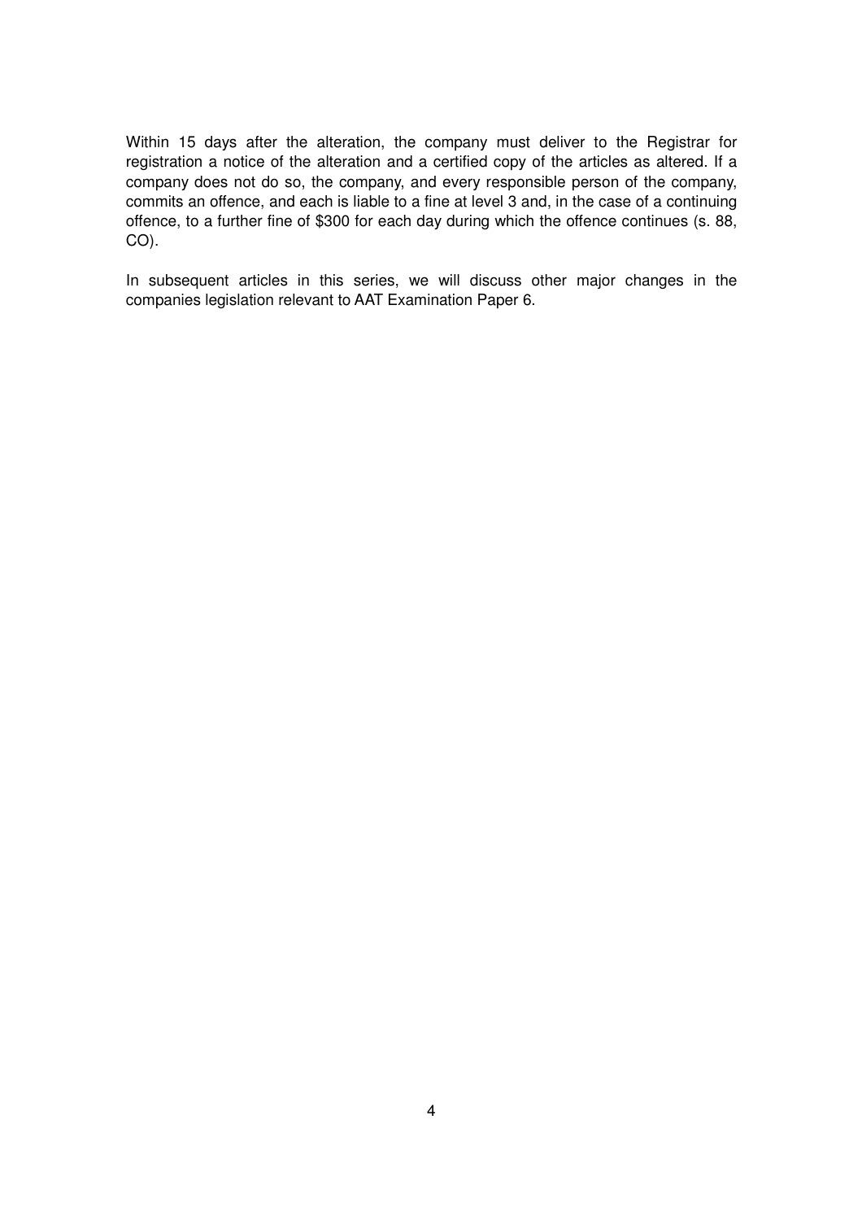Within 15 days after the alteration, the company must deliver to the Registrar for registration a notice of the alteration and a certified copy of the articles as altered. If a company does not do so, the company, and every responsible person of the company, commits an offence, and each is liable to a fine at level 3 and, in the case of a continuing offence, to a further fine of $300 for each day during which the offence continues (s. 88, CO).

In subsequent articles in this series, we will discuss other major changes in the companies legislation relevant to AAT Examination Paper 6.